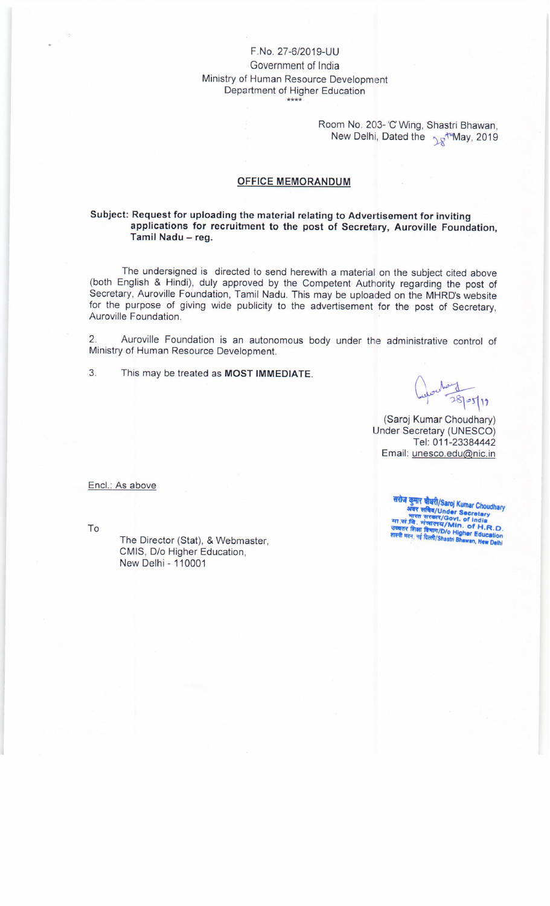F.No. 27-6/2019-UU

Government of India

Ministry of Human Resource Development

Department of Higher Education

\*\*\*\*

Room No. 203- 'C' Wing, Shastri Bhawan,
New Delhi, Dated the 28th May, 2019

## OFFICE MEMORANDUM

**Subject: Request for uploading the material relating to Advertisement for inviting applications for recruitment to the post of Secretary, Auroville Foundation, Tamil Nadu – reg.**

The undersigned is directed to send herewith a material on the subject cited above (both English & Hindi), duly approved by the Competent Authority regarding the post of Secretary, Auroville Foundation, Tamil Nadu. This may be uploaded on the MHRD's website for the purpose of giving wide publicity to the advertisement for the post of Secretary, Auroville Foundation.

2. Auroville Foundation is an autonomous body under the administrative control of Ministry of Human Resource Development.

3. This may be treated as **MOST IMMEDIATE**.

28/05/19

(Saroj Kumar Choudhary)
Under Secretary (UNESCO)
Tel: 011-23384442
Email: unesco.edu@nic.in

सरोज कुमार चौधरी/Saroj Kumar Choudhary
अवर सचिव/Under Secretary
भारत सरकार/Govt. of India
मा.सं.वि. मंत्रालय/Min. of H.R.D.
उच्चतर शिक्षा विभाग/D/o Higher Education
शास्त्री भवन, नई दिल्ली/Shastri Bhawan, New Delhi

Encl.: As above

To

The Director (Stat), & Webmaster,
CMIS, D/o Higher Education,
New Delhi - 110001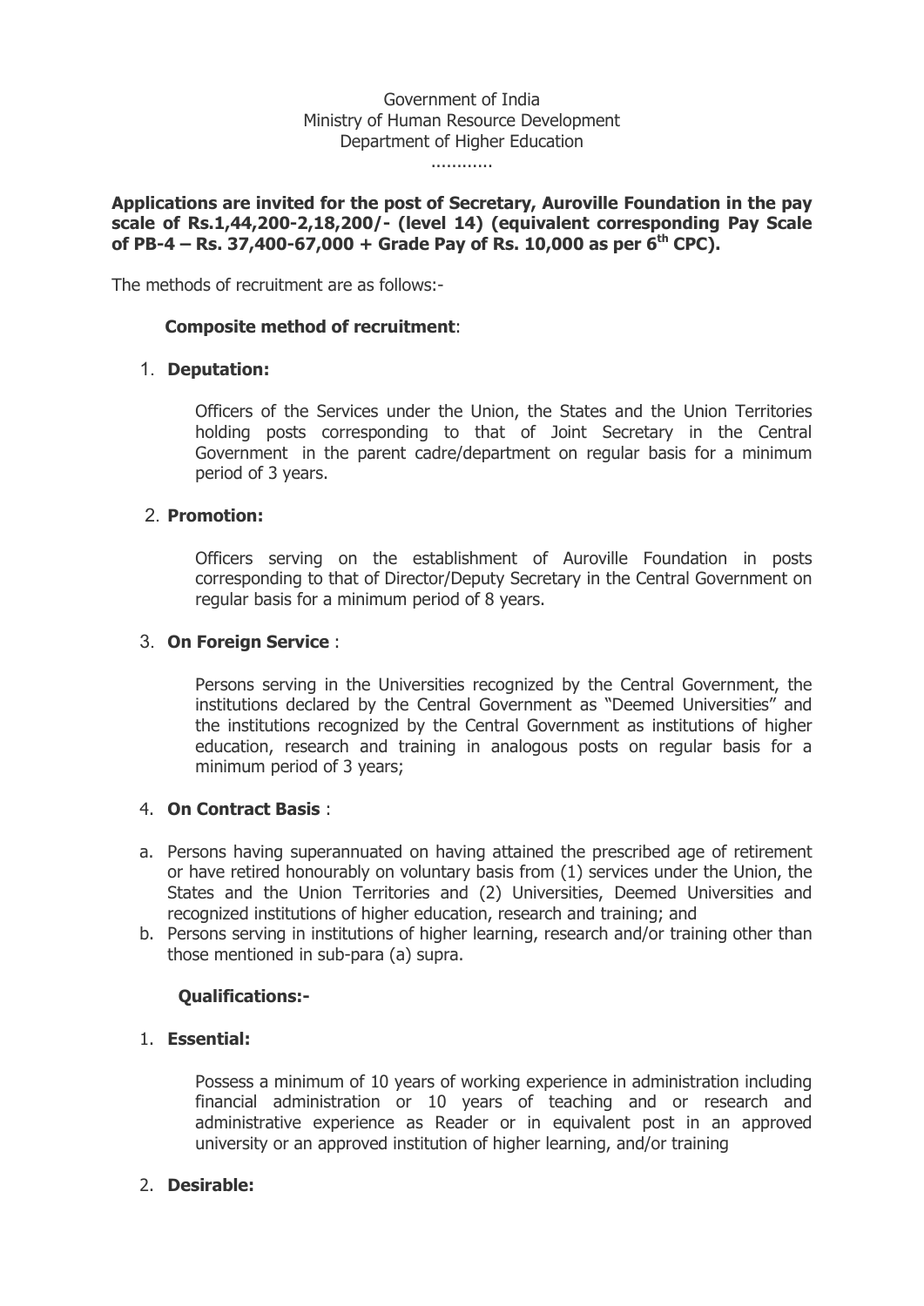Government of India
Ministry of Human Resource Development
Department of Higher Education
............

**Applications are invited for the post of Secretary, Auroville Foundation in the pay scale of Rs.1,44,200-2,18,200/- (level 14) (equivalent corresponding Pay Scale of PB-4 – Rs. 37,400-67,000 + Grade Pay of Rs. 10,000 as per 6th CPC).**

The methods of recruitment are as follows:-

**Composite method of recruitment**:

1. **Deputation:**

   Officers of the Services under the Union, the States and the Union Territories holding posts corresponding to that of Joint Secretary in the Central Government in the parent cadre/department on regular basis for a minimum period of 3 years.

2. **Promotion:**

   Officers serving on the establishment of Auroville Foundation in posts corresponding to that of Director/Deputy Secretary in the Central Government on regular basis for a minimum period of 8 years.

3. **On Foreign Service** :

   Persons serving in the Universities recognized by the Central Government, the institutions declared by the Central Government as "Deemed Universities" and the institutions recognized by the Central Government as institutions of higher education, research and training in analogous posts on regular basis for a minimum period of 3 years;

4. **On Contract Basis** :

a. Persons having superannuated on having attained the prescribed age of retirement or have retired honourably on voluntary basis from (1) services under the Union, the States and the Union Territories and (2) Universities, Deemed Universities and recognized institutions of higher education, research and training; and
b. Persons serving in institutions of higher learning, research and/or training other than those mentioned in sub-para (a) supra.

**Qualifications:-**

1. **Essential:**

   Possess a minimum of 10 years of working experience in administration including financial administration or 10 years of teaching and or research and administrative experience as Reader or in equivalent post in an approved university or an approved institution of higher learning, and/or training

2. **Desirable:**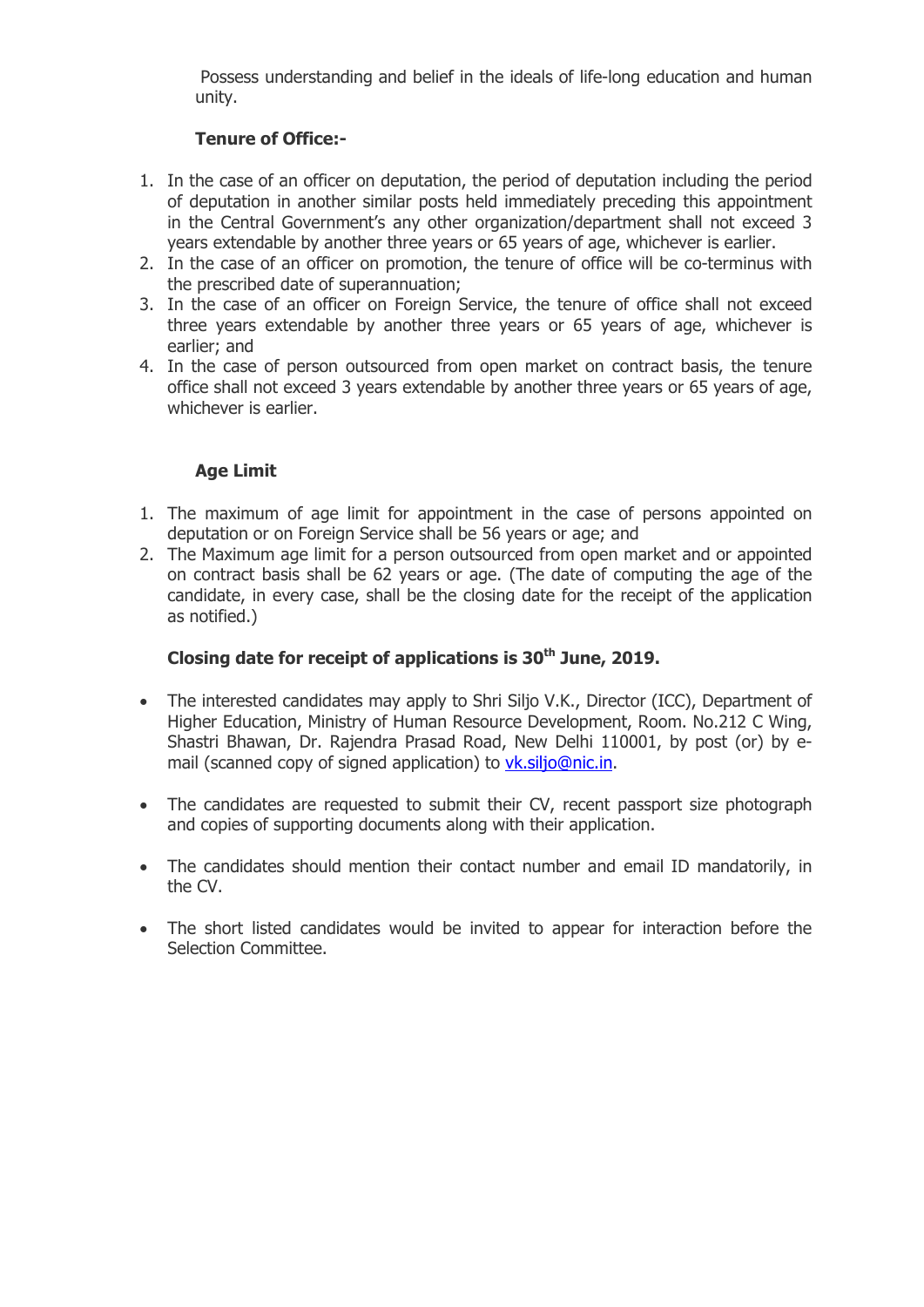Possess understanding and belief in the ideals of life-long education and human unity.

**Tenure of Office:-**

1. In the case of an officer on deputation, the period of deputation including the period of deputation in another similar posts held immediately preceding this appointment in the Central Government's any other organization/department shall not exceed 3 years extendable by another three years or 65 years of age, whichever is earlier.
2. In the case of an officer on promotion, the tenure of office will be co-terminus with the prescribed date of superannuation;
3. In the case of an officer on Foreign Service, the tenure of office shall not exceed three years extendable by another three years or 65 years of age, whichever is earlier; and
4. In the case of person outsourced from open market on contract basis, the tenure office shall not exceed 3 years extendable by another three years or 65 years of age, whichever is earlier.

**Age Limit**

1. The maximum of age limit for appointment in the case of persons appointed on deputation or on Foreign Service shall be 56 years or age; and
2. The Maximum age limit for a person outsourced from open market and or appointed on contract basis shall be 62 years or age. (The date of computing the age of the candidate, in every case, shall be the closing date for the receipt of the application as notified.)

**Closing date for receipt of applications is 30th June, 2019.**

- The interested candidates may apply to Shri Siljo V.K., Director (ICC), Department of Higher Education, Ministry of Human Resource Development, Room. No.212 C Wing, Shastri Bhawan, Dr. Rajendra Prasad Road, New Delhi 110001, by post (or) by e-mail (scanned copy of signed application) to vk.siljo@nic.in.

- The candidates are requested to submit their CV, recent passport size photograph and copies of supporting documents along with their application.

- The candidates should mention their contact number and email ID mandatorily, in the CV.

- The short listed candidates would be invited to appear for interaction before the Selection Committee.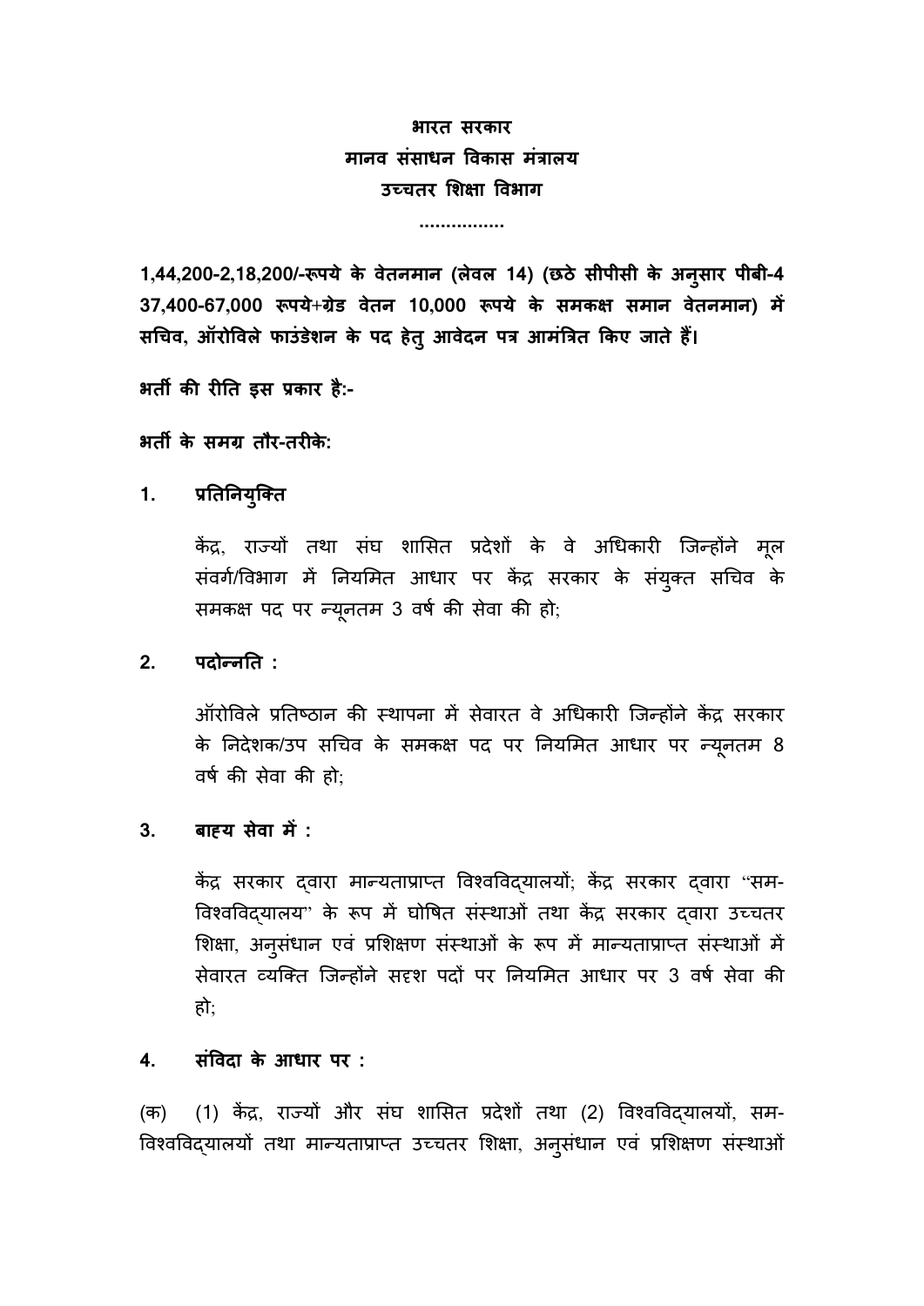**भारत सरकार**
**मानव संसाधन विकास मंत्रालय**
**उच्चतर शिक्षा विभाग**

................

**1,44,200-2,18,200/-रूपये के वेतनमान (लेवल 14) (छठे सीपीसी के अनुसार पीबी-4 37,400-67,000 रूपये+ग्रेड वेतन 10,000 रूपये के समकक्ष समान वेतनमान) में सचिव, ऑरोविले फाउंडेशन के पद हेतु आवेदन पत्र आमंत्रित किए जाते हैं।**

**भर्ती की रीति इस प्रकार है:-**

**भर्ती के समग्र तौर-तरीके:**

**1. प्रतिनियुक्ति**

केंद्र, राज्यों तथा संघ शासित प्रदेशों के वे अधिकारी जिन्होंने मूल संवर्ग/विभाग में नियमित आधार पर केंद्र सरकार के संयुक्त सचिव के समकक्ष पद पर न्यूनतम 3 वर्ष की सेवा की हो;

**2. पदोन्नति :**

ऑरोविले प्रतिष्ठान की स्थापना में सेवारत वे अधिकारी जिन्होंने केंद्र सरकार के निदेशक/उप सचिव के समकक्ष पद पर नियमित आधार पर न्यूनतम 8 वर्ष की सेवा की हो;

**3. बाह्य सेवा में :**

केंद्र सरकार द्वारा मान्यताप्राप्त विश्वविद्यालयों; केंद्र सरकार द्वारा "सम-विश्वविद्यालय" के रूप में घोषित संस्थाओं तथा केंद्र सरकार द्वारा उच्चतर शिक्षा, अनुसंधान एवं प्रशिक्षण संस्थाओं के रूप में मान्यताप्राप्त संस्थाओं में सेवारत व्यक्ति जिन्होंने सदृश पदों पर नियमित आधार पर 3 वर्ष सेवा की हो;

**4. संविदा के आधार पर :**

(क) (1) केंद्र, राज्यों और संघ शासित प्रदेशों तथा (2) विश्वविद्यालयों, सम-विश्वविद्यालयों तथा मान्यताप्राप्त उच्चतर शिक्षा, अनुसंधान एवं प्रशिक्षण संस्थाओं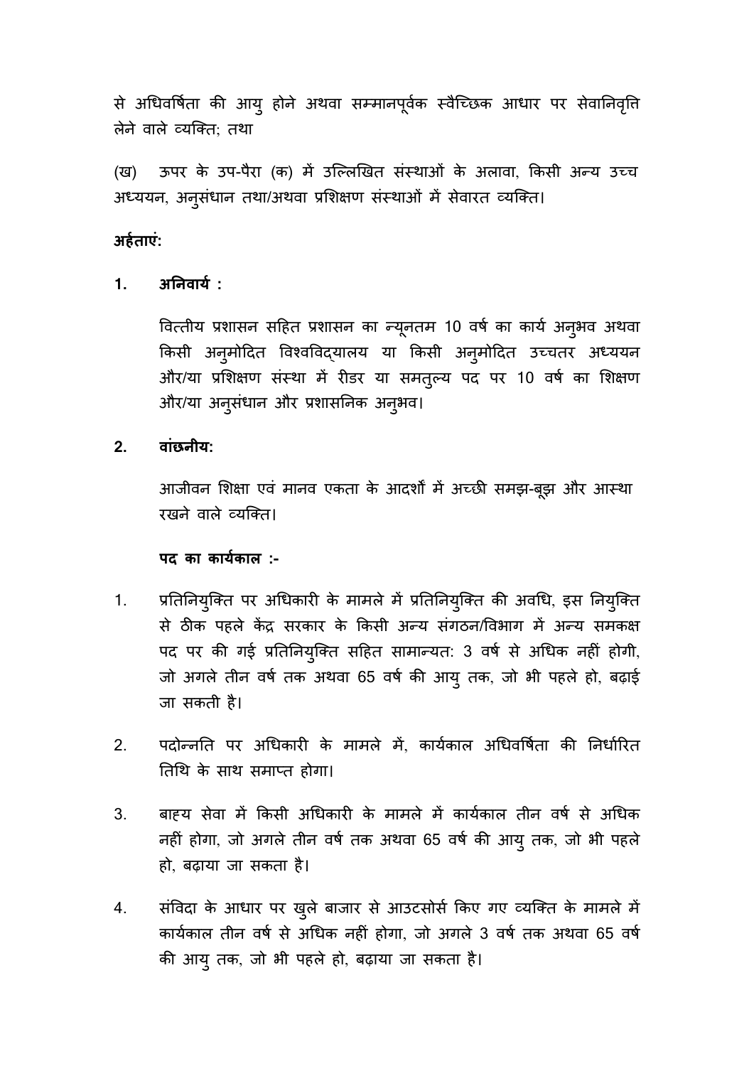से अधिवर्षिता की आयु होने अथवा सम्मानपूर्वक स्वैच्छिक आधार पर सेवानिवृत्ति लेने वाले व्यक्ति; तथा

(ख) ऊपर के उप-पैरा (क) में उल्लिखित संस्थाओं के अलावा, किसी अन्य उच्च अध्ययन, अनुसंधान तथा/अथवा प्रशिक्षण संस्थाओं में सेवारत व्यक्ति।

**अर्हताएं:**

**1. अनिवार्य :**

वित्तीय प्रशासन सहित प्रशासन का न्यूनतम 10 वर्ष का कार्य अनुभव अथवा किसी अनुमोदित विश्वविद्यालय या किसी अनुमोदित उच्चतर अध्ययन और/या प्रशिक्षण संस्था में रीडर या समतुल्य पद पर 10 वर्ष का शिक्षण और/या अनुसंधान और प्रशासनिक अनुभव।

**2. वांछनीय:**

आजीवन शिक्षा एवं मानव एकता के आदर्शों में अच्छी समझ-बूझ और आस्था रखने वाले व्यक्ति।

**पद का कार्यकाल :-**

1. प्रतिनियुक्ति पर अधिकारी के मामले में प्रतिनियुक्ति की अवधि, इस नियुक्ति से ठीक पहले केंद्र सरकार के किसी अन्य संगठन/विभाग में अन्य समकक्ष पद पर की गई प्रतिनियुक्ति सहित सामान्यत: 3 वर्ष से अधिक नहीं होगी, जो अगले तीन वर्ष तक अथवा 65 वर्ष की आयु तक, जो भी पहले हो, बढ़ाई जा सकती है।

2. पदोन्नति पर अधिकारी के मामले में, कार्यकाल अधिवर्षिता की निर्धारित तिथि के साथ समाप्त होगा।

3. बाह्य सेवा में किसी अधिकारी के मामले में कार्यकाल तीन वर्ष से अधिक नहीं होगा, जो अगले तीन वर्ष तक अथवा 65 वर्ष की आयु तक, जो भी पहले हो, बढ़ाया जा सकता है।

4. संविदा के आधार पर खुले बाजार से आउटसोर्स किए गए व्यक्ति के मामले में कार्यकाल तीन वर्ष से अधिक नहीं होगा, जो अगले 3 वर्ष तक अथवा 65 वर्ष की आयु तक, जो भी पहले हो, बढ़ाया जा सकता है।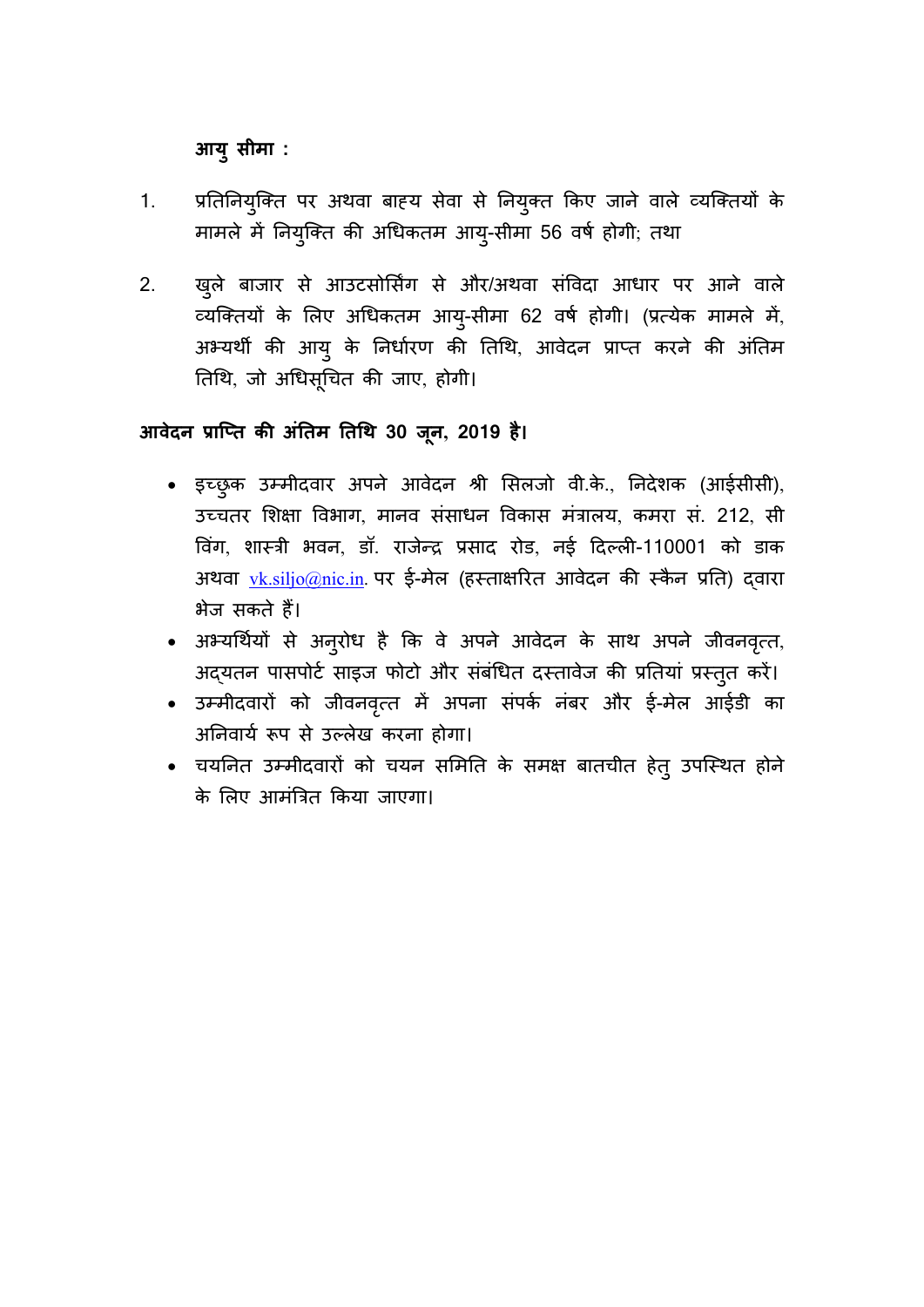**आयु सीमा :**

1. प्रतिनियुक्ति पर अथवा बाह्य सेवा से नियुक्त किए जाने वाले व्यक्तियों के मामले में नियुक्ति की अधिकतम आयु-सीमा 56 वर्ष होगी; तथा

2. खुले बाजार से आउटसोर्सिंग से और/अथवा संविदा आधार पर आने वाले व्यक्तियों के लिए अधिकतम आयु-सीमा 62 वर्ष होगी। (प्रत्येक मामले में, अभ्यर्थी की आयु के निर्धारण की तिथि, आवेदन प्राप्त करने की अंतिम तिथि, जो अधिसूचित की जाए, होगी।

**आवेदन प्राप्ति की अंतिम तिथि 30 जून, 2019 है।**

- इच्छुक उम्मीदवार अपने आवेदन श्री सिलजो वी.के., निदेशक (आईसीसी), उच्चतर शिक्षा विभाग, मानव संसाधन विकास मंत्रालय, कमरा सं. 212, सी विंग, शास्त्री भवन, डॉ. राजेन्द्र प्रसाद रोड, नई दिल्ली-110001 को डाक अथवा vk.siljo@nic.in. पर ई-मेल (हस्ताक्षरित आवेदन की स्कैन प्रति) द्वारा भेज सकते हैं।
- अभ्यर्थियों से अनुरोध है कि वे अपने आवेदन के साथ अपने जीवनवृत्त, अद्यतन पासपोर्ट साइज फोटो और संबंधित दस्तावेज की प्रतियां प्रस्तुत करें।
- उम्मीदवारों को जीवनवृत्त में अपना संपर्क नंबर और ई-मेल आईडी का अनिवार्य रूप से उल्लेख करना होगा।
- चयनित उम्मीदवारों को चयन समिति के समक्ष बातचीत हेतु उपस्थित होने के लिए आमंत्रित किया जाएगा।